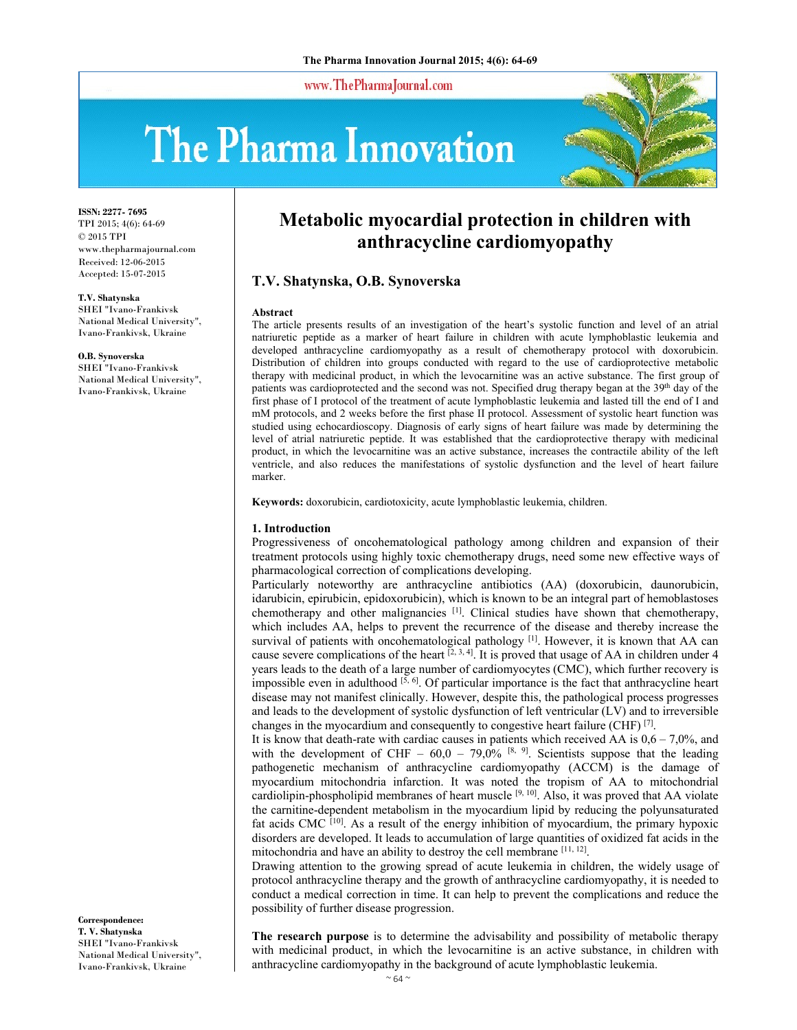# Metabolic myocardial protection in children with anthracycline cardiomyopathy

## T.V. Shatynska, O.B. Synoverska

ISSN: 2277- 7695
TPI 2015; 4(6): 64-69
© 2015 TPI
www.thepharmajournal.com
Received: 12-06-2015
Accepted: 15-07-2015

**T.V. Shatynska**
SHEI "Ivano-Frankivsk National Medical University", Ivano-Frankivsk, Ukraine

**O.B. Synoverska**
SHEI "Ivano-Frankivsk National Medical University", Ivano-Frankivsk, Ukraine

**Correspondence:**
**T. V. Shatynska**
SHEI "Ivano-Frankivsk National Medical University", Ivano-Frankivsk, Ukraine

### Abstract

The article presents results of an investigation of the heart's systolic function and level of an atrial natriuretic peptide as a marker of heart failure in children with acute lymphoblastic leukemia and developed anthracycline cardiomyopathy as a result of chemotherapy protocol with doxorubicin. Distribution of children into groups conducted with regard to the use of cardioprotective metabolic therapy with medicinal product, in which the levocarnitine was an active substance. The first group of patients was cardioprotected and the second was not. Specified drug therapy began at the 39th day of the first phase of I protocol of the treatment of acute lymphoblastic leukemia and lasted till the end of I and mM protocols, and 2 weeks before the first phase II protocol. Assessment of systolic heart function was studied using echocardioscopy. Diagnosis of early signs of heart failure was made by determining the level of atrial natriuretic peptide. It was established that the cardioprotective therapy with medicinal product, in which the levocarnitine was an active substance, increases the contractile ability of the left ventricle, and also reduces the manifestations of systolic dysfunction and the level of heart failure marker.

**Keywords:** doxorubicin, cardiotoxicity, acute lymphoblastic leukemia, children.

### 1. Introduction

Progressiveness of oncohematological pathology among children and expansion of their treatment protocols using highly toxic chemotherapy drugs, need some new effective ways of pharmacological correction of complications developing.

Particularly noteworthy are anthracycline antibiotics (AA) (doxorubicin, daunorubicin, idarubicin, epirubicin, epidoxorubicin), which is known to be an integral part of hemoblastoses chemotherapy and other malignancies [1]. Clinical studies have shown that chemotherapy, which includes AA, helps to prevent the recurrence of the disease and thereby increase the survival of patients with oncohematological pathology [1]. However, it is known that AA can cause severe complications of the heart [2, 3, 4]. It is proved that usage of AA in children under 4 years leads to the death of a large number of cardiomyocytes (CMC), which further recovery is impossible even in adulthood [5, 6]. Of particular importance is the fact that anthracycline heart disease may not manifest clinically. However, despite this, the pathological process progresses and leads to the development of systolic dysfunction of left ventricular (LV) and to irreversible changes in the myocardium and consequently to congestive heart failure (CHF) [7].

It is know that death-rate with cardiac causes in patients which received AA is 0,6 – 7,0%, and with the development of CHF – 60,0 – 79,0% [8, 9]. Scientists suppose that the leading pathogenetic mechanism of anthracycline cardiomyopathy (ACCM) is the damage of myocardium mitochondria infarction. It was noted the tropism of AA to mitochondrial cardiolipin-phospholipid membranes of heart muscle [9, 10]. Also, it was proved that AA violate the carnitine-dependent metabolism in the myocardium lipid by reducing the polyunsaturated fat acids CMC [10]. As a result of the energy inhibition of myocardium, the primary hypoxic disorders are developed. It leads to accumulation of large quantities of oxidized fat acids in the mitochondria and have an ability to destroy the cell membrane [11, 12].

Drawing attention to the growing spread of acute leukemia in children, the widely usage of protocol anthracycline therapy and the growth of anthracycline cardiomyopathy, it is needed to conduct a medical correction in time. It can help to prevent the complications and reduce the possibility of further disease progression.

**The research purpose** is to determine the advisability and possibility of metabolic therapy with medicinal product, in which the levocarnitine is an active substance, in children with anthracycline cardiomyopathy in the background of acute lymphoblastic leukemia.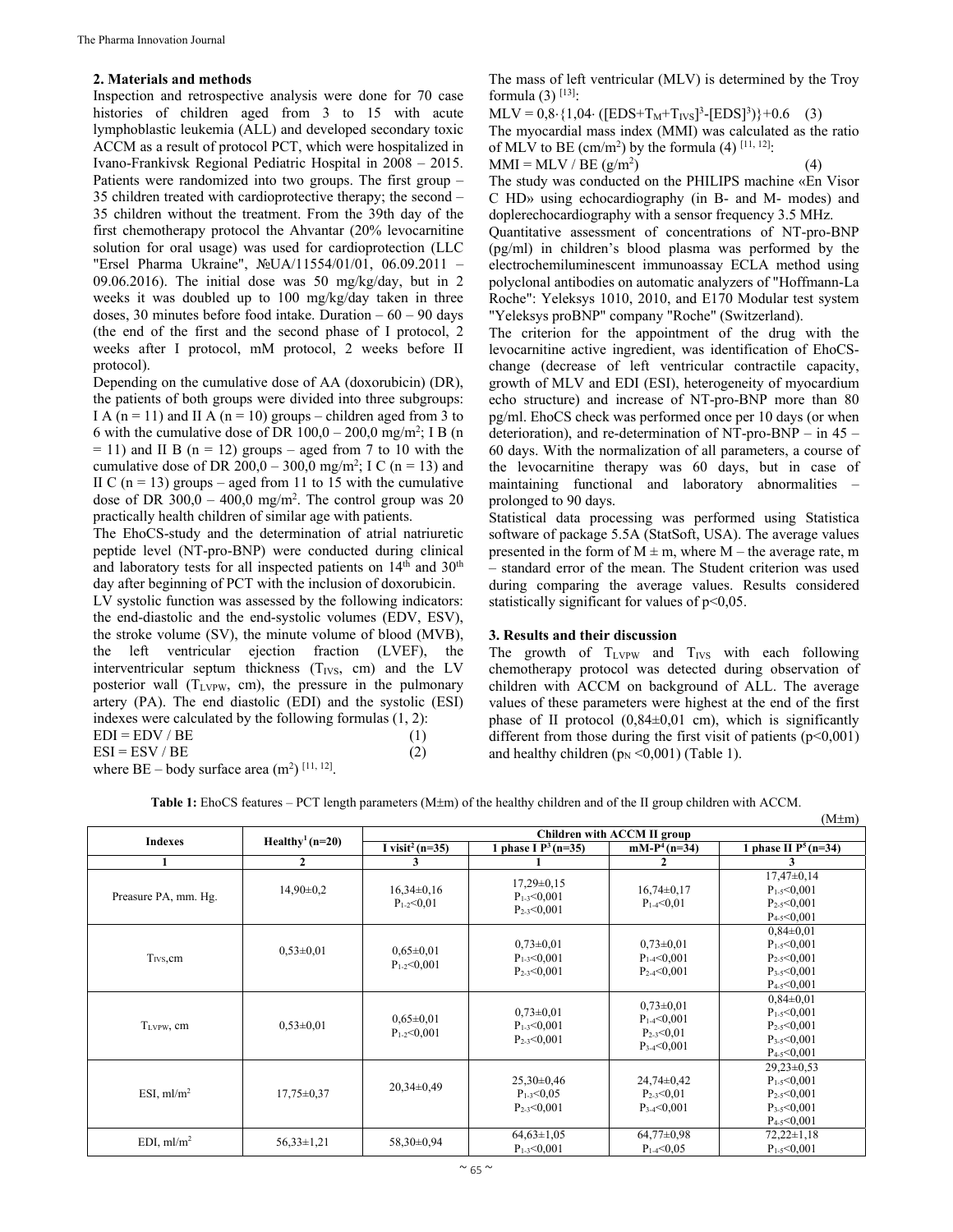## 2. Materials and methods

Inspection and retrospective analysis were done for 70 case histories of children aged from 3 to 15 with acute lymphoblastic leukemia (ALL) and developed secondary toxic ACCM as a result of protocol PCT, which were hospitalized in Ivano-Frankivsk Regional Pediatric Hospital in 2008 – 2015. Patients were randomized into two groups. The first group – 35 children treated with cardioprotective therapy; the second – 35 children without the treatment. From the 39th day of the first chemotherapy protocol the Ahvantar (20% levocarnitine solution for oral usage) was used for cardioprotection (LLC "Ersel Pharma Ukraine", №UA/11554/01/01, 06.09.2011 – 09.06.2016). The initial dose was 50 mg/kg/day, but in 2 weeks it was doubled up to 100 mg/kg/day taken in three doses, 30 minutes before food intake. Duration – 60 – 90 days (the end of the first and the second phase of I protocol, 2 weeks after I protocol, mM protocol, 2 weeks before II protocol).

Depending on the cumulative dose of AA (doxorubicin) (DR), the patients of both groups were divided into three subgroups: I A (n = 11) and II A (n = 10) groups – children aged from 3 to 6 with the cumulative dose of DR 100,0 – 200,0 mg/m$^2$; I B (n = 11) and II B (n = 12) groups – aged from 7 to 10 with the cumulative dose of DR 200,0 – 300,0 mg/m$^2$; I C (n = 13) and II C (n = 13) groups – aged from 11 to 15 with the cumulative dose of DR 300,0 – 400,0 mg/m$^2$. The control group was 20 practically health children of similar age with patients.

The EhoCS-study and the determination of atrial natriuretic peptide level (NT-pro-BNP) were conducted during clinical and laboratory tests for all inspected patients on 14$^{th}$ and 30$^{th}$ day after beginning of PCT with the inclusion of doxorubicin.

LV systolic function was assessed by the following indicators: the end-diastolic and the end-systolic volumes (EDV, ESV), the stroke volume (SV), the minute volume of blood (MVB), the left ventricular ejection fraction (LVEF), the interventricular septum thickness ($T_{IVS}$, cm) and the LV posterior wall ($T_{LVPW}$, cm), the pressure in the pulmonary artery (PA). The end diastolic (EDI) and the systolic (ESI) indexes were calculated by the following formulas (1, 2):

$$EDI = EDV / BE \quad (1)$$

$$ESI = ESV / BE \quad (2)$$

where BE – body surface area (m$^2$) [11, 12].

The mass of left ventricular (MLV) is determined by the Troy formula (3) [13]:

$$MLV = 0{,}8\cdot\{1{,}04\cdot([EDS+T_M+T_{IVS}]^3-[EDS]^3)\}+0.6 \quad (3)$$

The myocardial mass index (MMI) was calculated as the ratio of MLV to BE (cm/m$^2$) by the formula (4) [11, 12]:

$$MMI = MLV / BE \ (g/m^2) \quad (4)$$

The study was conducted on the PHILIPS machine «En Visor C HD» using echocardiography (in B- and M- modes) and doplerechocardiography with a sensor frequency 3.5 MHz.

Quantitative assessment of concentrations of NT-pro-BNP (pg/ml) in children's blood plasma was performed by the electrochemiluminescent immunoassay ECLA method using polyclonal antibodies on automatic analyzers of "Hoffmann-La Roche": Yeleksys 1010, 2010, and E170 Modular test system "Yeleksys proBNP" company "Roche" (Switzerland).

The criterion for the appointment of the drug with the levocarnitine active ingredient, was identification of EhoCS-change (decrease of left ventricular contractile capacity, growth of MLV and EDI (ESI), heterogeneity of myocardium echo structure) and increase of NT-pro-BNP more than 80 pg/ml. EhoCS check was performed once per 10 days (or when deterioration), and re-determination of NT-pro-BNP – in 45 – 60 days. With the normalization of all parameters, a course of the levocarnitine therapy was 60 days, but in case of maintaining functional and laboratory abnormalities – prolonged to 90 days.

Statistical data processing was performed using Statistica software of package 5.5A (StatSoft, USA). The average values presented in the form of M ± m, where M – the average rate, m – standard error of the mean. The Student criterion was used during comparing the average values. Results considered statistically significant for values of $p<0{,}05$.

## 3. Results and their discussion

The growth of $T_{LVPW}$ and $T_{IVS}$ with each following chemotherapy protocol was detected during observation of children with ACCM on background of ALL. The average values of these parameters were highest at the end of the first phase of II protocol (0,84±0,01 cm), which is significantly different from those during the first visit of patients ($p<0{,}001$) and healthy children ($p_N<0{,}001$) (Table 1).

**Table 1:** EhoCS features – PCT length parameters (M±m) of the healthy children and of the II group children with ACCM.

(M±m)

| Indexes | Healthy[1] (n=20) | Children with ACCM II group | | | |
|---|---|---|---|---|---|
| | | I visit[2] (n=35) | 1 phase I P[3] (n=35) | mM-P[4] (n=34) | 1 phase II P[5] (n=34) |
| 1 | 2 | 3 | 1 | 2 | 3 |
| Preasure PA, mm. Hg. | 14,90±0,2 | 16,34±0,16 $P_{1\text{-}2}<0{,}01$ | 17,29±0,15 $P_{1\text{-}3}<0{,}001$ $P_{2\text{-}3}<0{,}001$ | 16,74±0,17 $P_{1\text{-}4}<0{,}01$ | 17,47±0,14 $P_{1\text{-}5}<0{,}001$ $P_{2\text{-}5}<0{,}001$ $P_{4\text{-}5}<0{,}001$ |
| $T_{IVS}$,cm | 0,53±0,01 | 0,65±0,01 $P_{1\text{-}2}<0{,}001$ | 0,73±0,01 $P_{1\text{-}3}<0{,}001$ $P_{2\text{-}3}<0{,}001$ | 0,73±0,01 $P_{1\text{-}4}<0{,}001$ $P_{2\text{-}4}<0{,}001$ | 0,84±0,01 $P_{1\text{-}5}<0{,}001$ $P_{2\text{-}5}<0{,}001$ $P_{3\text{-}5}<0{,}001$ $P_{4\text{-}5}<0{,}001$ |
| $T_{LVPW}$, cm | 0,53±0,01 | 0,65±0,01 $P_{1\text{-}2}<0{,}001$ | 0,73±0,01 $P_{1\text{-}3}<0{,}001$ $P_{2\text{-}3}<0{,}001$ | 0,73±0,01 $P_{1\text{-}4}<0{,}001$ $P_{2\text{-}3}<0{,}01$ $P_{3\text{-}4}<0{,}001$ | 0,84±0,01 $P_{1\text{-}5}<0{,}001$ $P_{2\text{-}5}<0{,}001$ $P_{3\text{-}5}<0{,}001$ $P_{4\text{-}5}<0{,}001$ |
| ESI, ml/m$^2$ | 17,75±0,37 | 20,34±0,49 | 25,30±0,46 $P_{1\text{-}3}<0{,}05$ $P_{2\text{-}3}<0{,}001$ | 24,74±0,42 $P_{2\text{-}3}<0{,}01$ $P_{3\text{-}4}<0{,}001$ | 29,23±0,53 $P_{1\text{-}5}<0{,}001$ $P_{2\text{-}5}<0{,}001$ $P_{3\text{-}5}<0{,}001$ $P_{4\text{-}5}<0{,}001$ |
| EDI, ml/m$^2$ | 56,33±1,21 | 58,30±0,94 | 64,63±1,05 $P_{1\text{-}3}<0{,}001$ | 64,77±0,98 $P_{1\text{-}4}<0{,}05$ | 72,22±1,18 $P_{1\text{-}5}<0{,}001$ |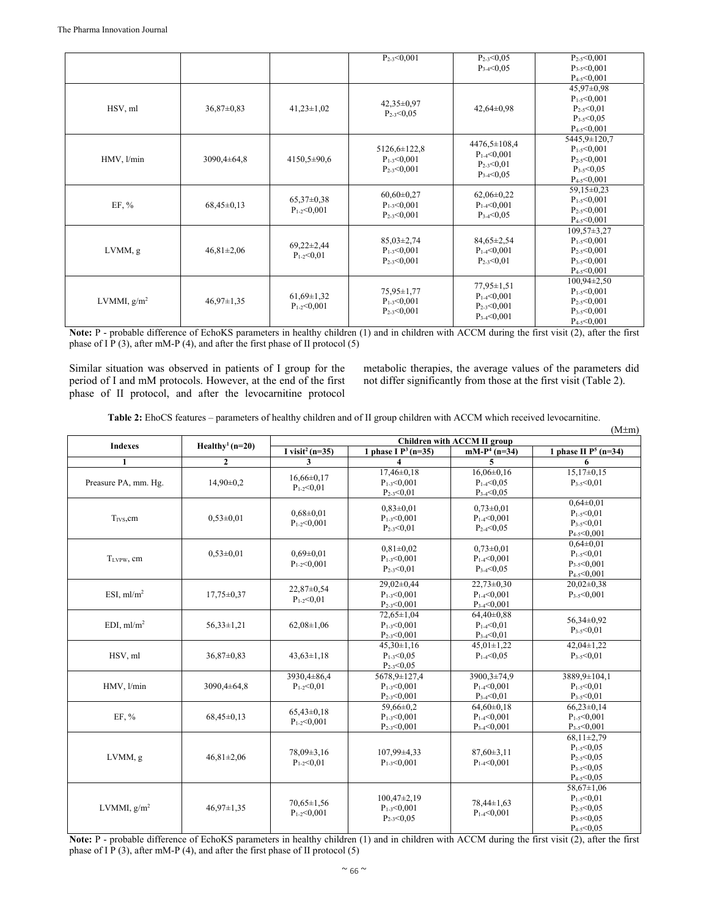|  |  |  | $P_{2-3}<0,001$ | $P_{2-3}<0,05$ $P_{3-4}<0,05$ | $P_{2-5}<0,001$ $P_{3-5}<0,001$ $P_{4-5}<0,001$ |
|---|---|---|---|---|---|
| HSV, ml | 36,87±0,83 | 41,23±1,02 | 42,35±0,97 $P_{2-3}<0,05$ | 42,64±0,98 | 45,97±0,98 $P_{1-5}<0,001$ $P_{2-5}<0,01$ $P_{3-5}<0,05$ $P_{4-5}<0,001$ |
| HMV, l/min | 3090,4±64,8 | 4150,5±90,6 | 5126,6±122,8 $P_{1-3}<0,001$ $P_{2-3}<0,001$ | 4476,5±108,4 $P_{1-4}<0,001$ $P_{2-3}<0,01$ $P_{3-4}<0,05$ | 5445,9±120,7 $P_{1-5}<0,001$ $P_{2-5}<0,001$ $P_{3-5}<0,05$ $P_{4-5}<0,001$ |
| EF, % | 68,45±0,13 | 65,37±0,38 $P_{1-2}<0,001$ | 60,60±0,27 $P_{1-3}<0,001$ $P_{2-3}<0,001$ | 62,06±0,22 $P_{1-4}<0,001$ $P_{3-4}<0,05$ | 59,15±0,23 $P_{1-5}<0,001$ $P_{2-5}<0,001$ $P_{4-5}<0,001$ |
| LVMM, g | 46,81±2,06 | 69,22±2,44 $P_{1-2}<0,01$ | 85,03±2,74 $P_{1-3}<0,001$ $P_{2-3}<0,001$ | 84,65±2,54 $P_{1-4}<0,001$ $P_{2-3}<0,01$ | 109,57±3,27 $P_{1-5}<0,001$ $P_{2-5}<0,001$ $P_{3-5}<0,001$ $P_{4-5}<0,001$ |
| LVMMI, g/m² | 46,97±1,35 | 61,69±1,32 $P_{1-2}<0,001$ | 75,95±1,77 $P_{1-3}<0,001$ $P_{2-3}<0,001$ | 77,95±1,51 $P_{1-4}<0,001$ $P_{2-3}<0,001$ $P_{3-4}<0,001$ | 100,94±2,50 $P_{1-5}<0,001$ $P_{2-5}<0,001$ $P_{3-5}<0,001$ $P_{4-5}<0,001$ |

**Note:** P - probable difference of EchoKS parameters in healthy children (1) and in children with ACCM during the first visit (2), after the first phase of I P (3), after mM-P (4), and after the first phase of II protocol (5)

Similar situation was observed in patients of I group for the period of I and mM protocols. However, at the end of the first phase of II protocol, and after the levocarnitine protocol metabolic therapies, the average values of the parameters did not differ significantly from those at the first visit (Table 2).

**Table 2:** EhoCS features – parameters of healthy children and of II group children with ACCM which received levocarnitine.

(M±m)

| Indexes | Healthy[1] (n=20) | Children with ACCM II group | | | |
|---|---|---|---|---|---|
| | | I visit[2] (n=35) | 1 phase I P[3] (n=35) | mM-P[4] (n=34) | 1 phase II P[5] (n=34) |
| 1 | 2 | 3 | 4 | 5 | 6 |
| Preasure PA, mm. Hg. | 14,90±0,2 | 16,66±0,17 $P_{1-2}<0,01$ | 17,46±0,18 $P_{1-3}<0,001$ $P_{2-3}<0,01$ | 16,06±0,16 $P_{1-4}<0,05$ $P_{3-4}<0,05$ | 15,17±0,15 $P_{3-5}<0,01$ |
| $T_{IVS}$,cm | 0,53±0,01 | 0,68±0,01 $P_{1-2}<0,001$ | 0,83±0,01 $P_{1-3}<0,001$ $P_{2-3}<0,01$ | 0,73±0,01 $P_{1-4}<0,001$ $P_{2-4}<0,05$ | 0,64±0,01 $P_{1-5}<0,01$ $P_{3-5}<0,01$ $P_{4-5}<0,001$ |
| $T_{LVPW}$, cm | 0,53±0,01 | 0,69±0,01 $P_{1-2}<0,001$ | 0,81±0,02 $P_{1-3}<0,001$ $P_{2-3}<0,01$ | 0,73±0,01 $P_{1-4}<0,001$ $P_{3-4}<0,05$ | 0,64±0,01 $P_{1-5}<0,01$ $P_{3-5}<0,001$ $P_{4-5}<0,001$ |
| ESI, ml/m² | 17,75±0,37 | 22,87±0,54 $P_{1-2}<0,01$ | 29,02±0,44 $P_{1-3}<0,001$ $P_{2-3}<0,001$ | 22,73±0,30 $P_{1-4}<0,001$ $P_{3-4}<0,001$ | 20,02±0,38 $P_{3-5}<0,001$ |
| EDI, ml/m² | 56,33±1,21 | 62,08±1,06 | 72,65±1,04 $P_{1-3}<0,001$ $P_{2-3}<0,001$ | 64,40±0,88 $P_{1-4}<0,01$ $P_{3-4}<0,01$ | 56,34±0,92 $P_{3-5}<0,01$ |
| HSV, ml | 36,87±0,83 | 43,63±1,18 | 45,30±1,16 $P_{1-3}<0,05$ $P_{2-3}<0,05$ | 45,01±1,22 $P_{1-4}<0,05$ | 42,04±1,22 $P_{3-5}<0,01$ |
| HMV, l/min | 3090,4±64,8 | 3930,4±86,4 $P_{1-2}<0,01$ | 5678,9±127,4 $P_{1-3}<0,001$ $P_{2-3}<0,001$ | 3900,3±74,9 $P_{1-4}<0,001$ $P_{3-4}<0,01$ | 3889,9±104,1 $P_{1-5}<0,01$ $P_{3-5}<0,01$ |
| EF, % | 68,45±0,13 | 65,43±0,18 $P_{1-2}<0,001$ | 59,66±0,2 $P_{1-3}<0,001$ $P_{2-3}<0,001$ | 64,60±0,18 $P_{1-4}<0,001$ $P_{3-4}<0,001$ | 66,23±0,14 $P_{1-5}<0,001$ $P_{3-5}<0,001$ |
| LVMM, g | 46,81±2,06 | 78,09±3,16 $P_{1-2}<0,01$ | 107,99±4,33 $P_{1-3}<0,001$ | 87,60±3,11 $P_{1-4}<0,001$ | 68,11±2,79 $P_{1-5}<0,05$ $P_{2-5}<0,05$ $P_{3-5}<0,05$ $P_{4-5}<0,05$ |
| LVMMI, g/m² | 46,97±1,35 | 70,65±1,56 $P_{1-2}<0,001$ | 100,47±2,19 $P_{1-3}<0,001$ $P_{2-3}<0,05$ | 78,44±1,63 $P_{1-4}<0,001$ | 58,67±1,06 $P_{1-5}<0,01$ $P_{2-5}<0,05$ $P_{3-5}<0,05$ $P_{4-5}<0,05$ |

**Note:** P - probable difference of EchoKS parameters in healthy children (1) and in children with ACCM during the first visit (2), after the first phase of I P (3), after mM-P (4), and after the first phase of II protocol (5)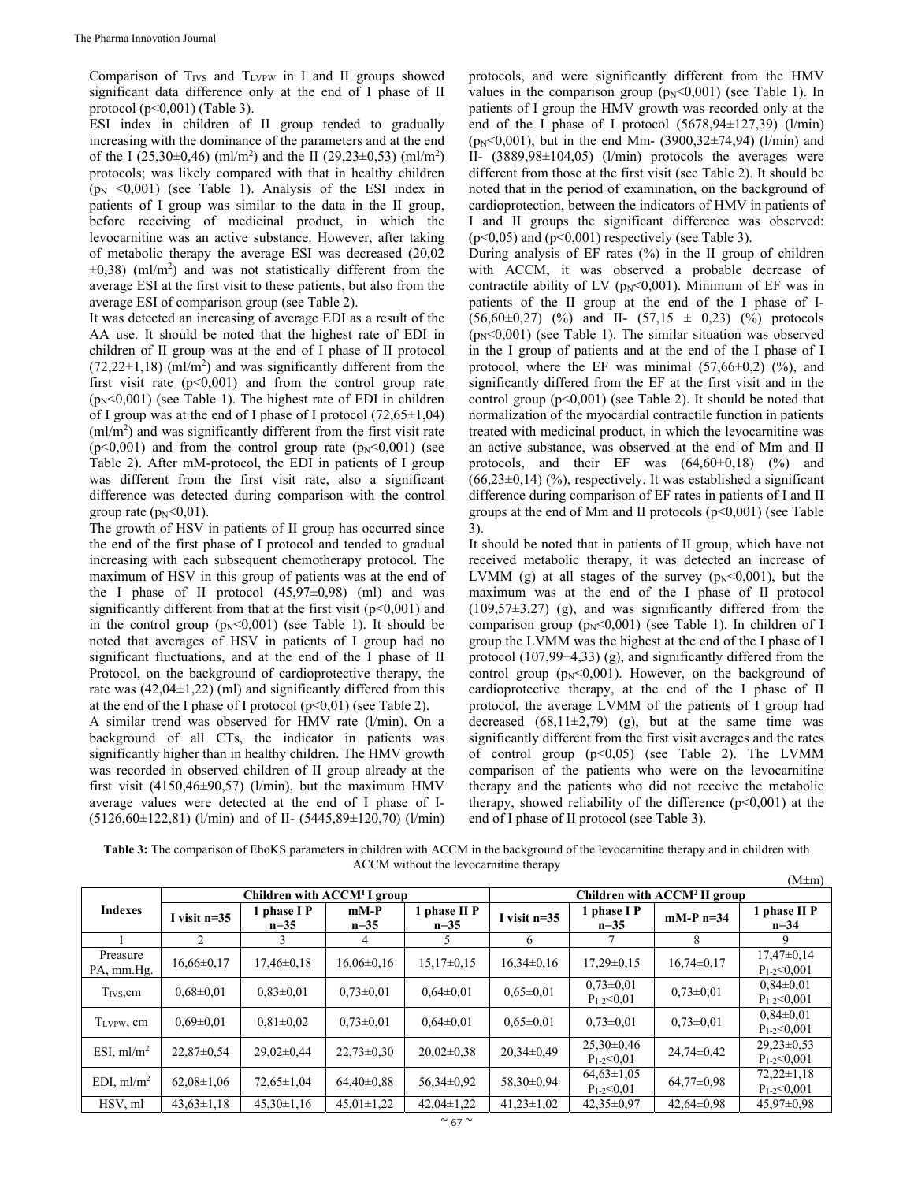Comparison of $T_{IVS}$ and $T_{LVPW}$ in I and II groups showed significant data difference only at the end of I phase of II protocol ($p<0,001$) (Table 3).

ESI index in children of II group tended to gradually increasing with the dominance of the parameters and at the end of the I (25,30±0,46) (ml/m$^2$) and the II (29,23±0,53) (ml/m$^2$) protocols; was likely compared with that in healthy children ($p_N<0,001$) (see Table 1). Analysis of the ESI index in patients of I group was similar to the data in the II group, before receiving of medicinal product, in which the levocarnitine was an active substance. However, after taking of metabolic therapy the average ESI was decreased (20,02 ±0,38) (ml/m$^2$) and was not statistically different from the average ESI at the first visit to these patients, but also from the average ESI of comparison group (see Table 2).

It was detected an increasing of average EDI as a result of the AA use. It should be noted that the highest rate of EDI in children of II group was at the end of I phase of II protocol (72,22±1,18) (ml/m$^2$) and was significantly different from the first visit rate ($p<0,001$) and from the control group rate ($p_N<0,001$) (see Table 1). The highest rate of EDI in children of I group was at the end of I phase of I protocol (72,65±1,04) (ml/m$^2$) and was significantly different from the first visit rate ($p<0,001$) and from the control group rate ($p_N<0,001$) (see Table 2). After mM-protocol, the EDI in patients of I group was different from the first visit rate, also a significant difference was detected during comparison with the control group rate ($p_N<0,01$).

The growth of HSV in patients of II group has occurred since the end of the first phase of I protocol and tended to gradual increasing with each subsequent chemotherapy protocol. The maximum of HSV in this group of patients was at the end of the I phase of II protocol (45,97±0,98) (ml) and was significantly different from that at the first visit ($p<0,001$) and in the control group ($p_N<0,001$) (see Table 1). It should be noted that averages of HSV in patients of I group had no significant fluctuations, and at the end of the I phase of II Protocol, on the background of cardioprotective therapy, the rate was (42,04±1,22) (ml) and significantly differed from this at the end of the I phase of I protocol ($p<0,01$) (see Table 2).

A similar trend was observed for HMV rate (l/min). On a background of all CTs, the indicator in patients was significantly higher than in healthy children. The HMV growth was recorded in observed children of II group already at the first visit (4150,46±90,57) (l/min), but the maximum HMV average values were detected at the end of I phase of I- (5126,60±122,81) (l/min) and of II- (5445,89±120,70) (l/min) protocols, and were significantly different from the HMV values in the comparison group ($p_N<0,001$) (see Table 1). In patients of I group the HMV growth was recorded only at the end of the I phase of I protocol (5678,94±127,39) (l/min) ($p_N<0,001$), but in the end Mm- (3900,32±74,94) (l/min) and II- (3889,98±104,05) (l/min) protocols the averages were different from those at the first visit (see Table 2). It should be noted that in the period of examination, on the background of cardioprotection, between the indicators of HMV in patients of I and II groups the significant difference was observed: ($p<0,05$) and ($p<0,001$) respectively (see Table 3).

During analysis of EF rates (%) in the II group of children with ACCM, it was observed a probable decrease of contractile ability of LV ($p_N<0,001$). Minimum of EF was in patients of the II group at the end of the I phase of I- (56,60±0,27) (%) and II- (57,15 ± 0,23) (%) protocols ($p_N<0,001$) (see Table 1). The similar situation was observed in the I group of patients and at the end of the I phase of I protocol, where the EF was minimal (57,66±0,2) (%), and significantly differed from the EF at the first visit and in the control group ($p<0,001$) (see Table 2). It should be noted that normalization of the myocardial contractile function in patients treated with medicinal product, in which the levocarnitine was an active substance, was observed at the end of Mm and II protocols, and their EF was (64,60±0,18) (%) and (66,23±0,14) (%), respectively. It was established a significant difference during comparison of EF rates in patients of I and II groups at the end of Mm and II protocols ($p<0,001$) (see Table 3).

It should be noted that in patients of II group, which have not received metabolic therapy, it was detected an increase of LVMM (g) at all stages of the survey ($p_N<0,001$), but the maximum was at the end of the I phase of II protocol (109,57±3,27) (g), and was significantly differed from the comparison group ($p_N<0,001$) (see Table 1). In children of I group the LVMM was the highest at the end of the I phase of I protocol (107,99±4,33) (g), and significantly differed from the control group ($p_N<0,001$). However, on the background of cardioprotective therapy, at the end of the I phase of II protocol, the average LVMM of the patients of I group had decreased (68,11±2,79) (g), but at the same time was significantly different from the first visit averages and the rates of control group ($p<0,05$) (see Table 2). The LVMM comparison of the patients who were on the levocarnitine therapy and the patients who did not receive the metabolic therapy, showed reliability of the difference ($p<0,001$) at the end of I phase of II protocol (see Table 3).

**Table 3:** The comparison of EhoKS parameters in children with ACCM in the background of the levocarnitine therapy and in children with ACCM without the levocarnitine therapy

(M±m)

| Indexes | Children with ACCM[1] I group | | | | Children with ACCM[2] II group | | | |
|---|---|---|---|---|---|---|---|---|
| | I visit n=35 | 1 phase I P n=35 | mM-P n=35 | 1 phase II P n=35 | I visit n=35 | 1 phase I P n=35 | mM-P n=34 | 1 phase II P n=34 |
| 1 | 2 | 3 | 4 | 5 | 6 | 7 | 8 | 9 |
| Preasure PA, mm.Hg. | 16,66±0,17 | 17,46±0,18 | 16,06±0,16 | 15,17±0,15 | 16,34±0,16 | 17,29±0,15 | 16,74±0,17 | 17,47±0,14 $P_{1-2}<0,001$ |
| $T_{IVS}$,cm | 0,68±0,01 | 0,83±0,01 | 0,73±0,01 | 0,64±0,01 | 0,65±0,01 | 0,73±0,01 $P_{1-2}<0,01$ | 0,73±0,01 | 0,84±0,01 $P_{1-2}<0,001$ |
| $T_{LVPW}$, cm | 0,69±0,01 | 0,81±0,02 | 0,73±0,01 | 0,64±0,01 | 0,65±0,01 | 0,73±0,01 | 0,73±0,01 | 0,84±0,01 $P_{1-2}<0,001$ |
| ESI, ml/m$^2$ | 22,87±0,54 | 29,02±0,44 | 22,73±0,30 | 20,02±0,38 | 20,34±0,49 | 25,30±0,46 $P_{1-2}<0,01$ | 24,74±0,42 | 29,23±0,53 $P_{1-2}<0,001$ |
| EDI, ml/m$^2$ | 62,08±1,06 | 72,65±1,04 | 64,40±0,88 | 56,34±0,92 | 58,30±0,94 | 64,63±1,05 $P_{1-2}<0,01$ | 64,77±0,98 | 72,22±1,18 $P_{1-2}<0,001$ |
| HSV, ml | 43,63±1,18 | 45,30±1,16 | 45,01±1,22 | 42,04±1,22 | 41,23±1,02 | 42,35±0,97 | 42,64±0,98 | 45,97±0,98 |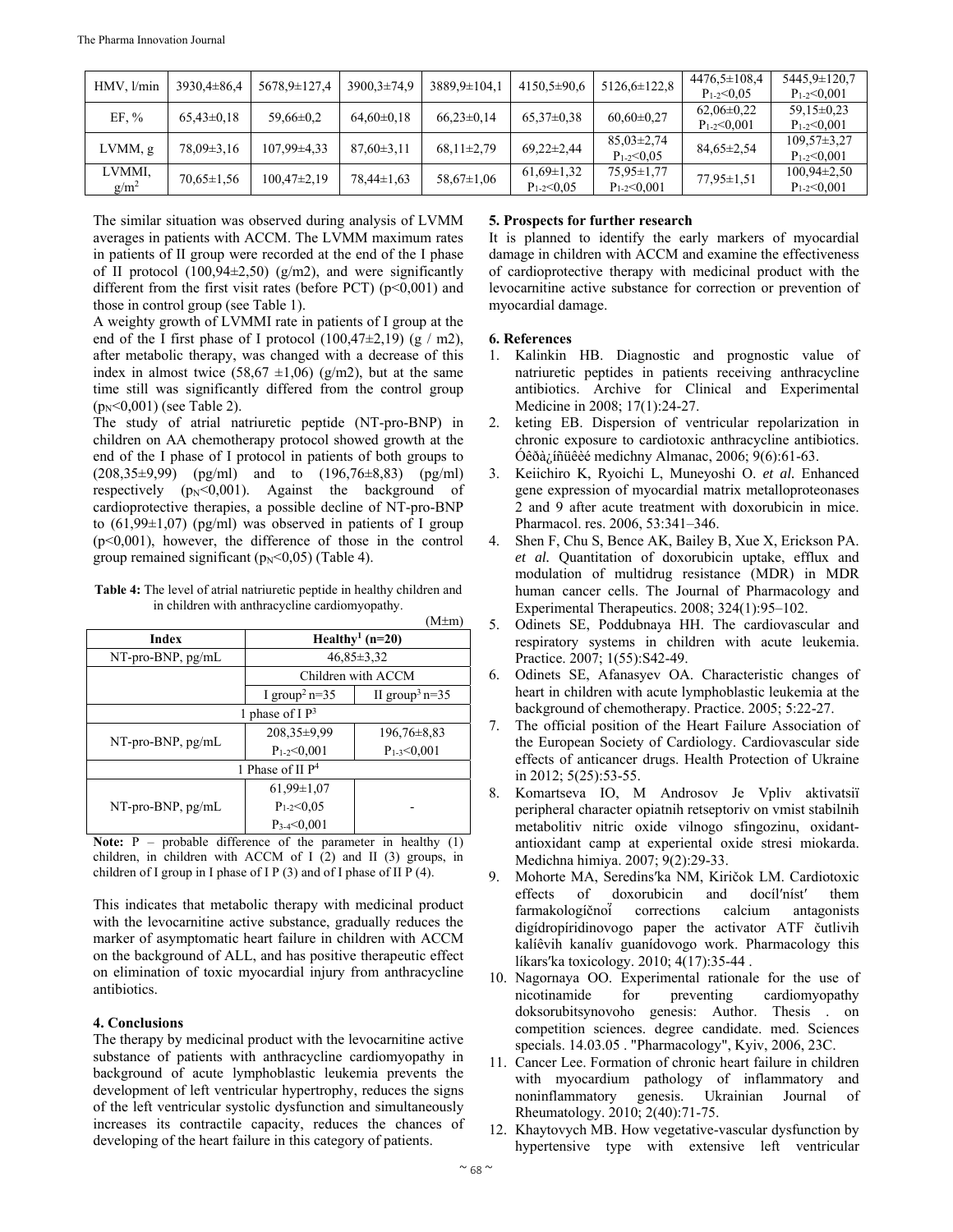| HMV, l/min | 3930,4±86,4 | 5678,9±127,4 | 3900,3±74,9 | 3889,9±104,1 | 4150,5±90,6 | 5126,6±122,8 | 4476,5±108,4 $P_{1\text{-}2}<0,05$ | 5445,9±120,7 $P_{1\text{-}2}<0,001$ |
|---|---|---|---|---|---|---|---|---|
| EF, % | 65,43±0,18 | 59,66±0,2 | 64,60±0,18 | 66,23±0,14 | 65,37±0,38 | 60,60±0,27 | 62,06±0,22 $P_{1\text{-}2}<0,001$ | 59,15±0,23 $P_{1\text{-}2}<0,001$ |
| LVMM, g | 78,09±3,16 | 107,99±4,33 | 87,60±3,11 | 68,11±2,79 | 69,22±2,44 | 85,03±2,74 $P_{1\text{-}2}<0,05$ | 84,65±2,54 | 109,57±3,27 $P_{1\text{-}2}<0,001$ |
| LVMMI, g/m$^2$ | 70,65±1,56 | 100,47±2,19 | 78,44±1,63 | 58,67±1,06 | 61,69±1,32 $P_{1\text{-}2}<0,05$ | 75,95±1,77 $P_{1\text{-}2}<0,001$ | 77,95±1,51 | 100,94±2,50 $P_{1\text{-}2}<0,001$ |

The similar situation was observed during analysis of LVMM averages in patients with ACCM. The LVMM maximum rates in patients of II group were recorded at the end of the I phase of II protocol (100,94±2,50) (g/m2), and were significantly different from the first visit rates (before PCT) (p<0,001) and those in control group (see Table 1).

A weighty growth of LVMMI rate in patients of I group at the end of the I first phase of I protocol (100,47±2,19) (g / m2), after metabolic therapy, was changed with a decrease of this index in almost twice (58,67 ±1,06) (g/m2), but at the same time still was significantly differed from the control group ($p_N<0,001$) (see Table 2).

The study of atrial natriuretic peptide (NT-pro-BNP) in children on AA chemotherapy protocol showed growth at the end of the I phase of I protocol in patients of both groups to (208,35±9,99) (pg/ml) and to (196,76±8,83) (pg/ml) respectively ($p_N<0,001$). Against the background of cardioprotective therapies, a possible decline of NT-pro-BNP to (61,99±1,07) (pg/ml) was observed in patients of I group (p<0,001), however, the difference of those in the control group remained significant ($p_N<0,05$) (Table 4).

**Table 4:** The level of atrial natriuretic peptide in healthy children and in children with anthracycline cardiomyopathy.

(M±m)

| Index | Healthy[1] (n=20) | |
|---|---|---|
| NT-pro-BNP, pg/mL | 46,85±3,32 | |
| | Children with ACCM | |
| | I group[2] n=35 | II group[3] n=35 |
| 1 phase of I P[3] | | |
| NT-pro-BNP, pg/mL | 208,35±9,99 $P_{1\text{-}2}<0,001$ | 196,76±8,83 $P_{1\text{-}3}<0,001$ |
| 1 Phase of II P[4] | | |
| NT-pro-BNP, pg/mL | 61,99±1,07 $P_{1\text{-}2}<0,05$ $P_{3\text{-}4}<0,001$ | - |

**Note:** P – probable difference of the parameter in healthy (1) children, in children with ACCM of I (2) and II (3) groups, in children of I group in I phase of I P (3) and of I phase of II P (4).

This indicates that metabolic therapy with medicinal product with the levocarnitine active substance, gradually reduces the marker of asymptomatic heart failure in children with ACCM on the background of ALL, and has positive therapeutic effect on elimination of toxic myocardial injury from anthracycline antibiotics.

## 4. Conclusions

The therapy by medicinal product with the levocarnitine active substance of patients with anthracycline cardiomyopathy in background of acute lymphoblastic leukemia prevents the development of left ventricular hypertrophy, reduces the signs of the left ventricular systolic dysfunction and simultaneously increases its contractile capacity, reduces the chances of developing of the heart failure in this category of patients.

## 5. Prospects for further research

It is planned to identify the early markers of myocardial damage in children with ACCM and examine the effectiveness of cardioprotective therapy with medicinal product with the levocarnitine active substance for correction or prevention of myocardial damage.

## 6. References

1. Kalinkin HB. Diagnostic and prognostic value of natriuretic peptides in patients receiving anthracycline antibiotics. Archive for Clinical and Experimental Medicine in 2008; 17(1):24-27.
2. keting EB. Dispersion of ventricular repolarization in chronic exposure to cardiotoxic anthracycline antibiotics. Óêðà¿íñüêèé medichny Almanac, 2006; 9(6):61-63.
3. Keiichiro K, Ryoichi L, Muneyoshi O. *et al.* Enhanced gene expression of myocardial matrix metalloproteonases 2 and 9 after acute treatment with doxorubicin in mice. Pharmacol. res. 2006, 53:341–346.
4. Shen F, Chu S, Bence AK, Bailey B, Xue X, Erickson PA. *et al.* Quantitation of doxorubicin uptake, efflux and modulation of multidrug resistance (MDR) in MDR human cancer cells. The Journal of Pharmacology and Experimental Therapeutics. 2008; 324(1):95–102.
5. Odinets SE, Poddubnaya HH. The cardiovascular and respiratory systems in children with acute leukemia. Practice. 2007; 1(55):S42-49.
6. Odinets SE, Afanasyev OA. Characteristic changes of heart in children with acute lymphoblastic leukemia at the background of chemotherapy. Practice. 2005; 5:22-27.
7. The official position of the Heart Failure Association of the European Society of Cardiology. Cardiovascular side effects of anticancer drugs. Health Protection of Ukraine in 2012; 5(25):53-55.
8. Komartseva IO, M Androsov Je Vpliv aktivatsiї peripheral character opiatnih retseptoriv on vmist stabilnih metabolitiv nitric oxide vilnogo sfingozinu, oxidant-antioxidant camp at experiental oxide stresi miokarda. Medichna himiya. 2007; 9(2):29-33.
9. Mohorte MA, Seredinsʹka NM, Kiričok LM. Cardiotoxic effects of doxorubicin and docílʹnístʹ them farmakologíčnoї corrections calcium antagonists digídropíridinovogo paper the activator ATF čutlivih kalíêvih kanalív guanídovogo work. Pharmacology this líkarsʹka toxicology. 2010; 4(17):35-44 .
10. Nagornaya OO. Experimental rationale for the use of nicotinamide for preventing cardiomyopathy doksorubitsynovoho genesis: Author. Thesis . on competition sciences. degree candidate. med. Sciences specials. 14.03.05 . "Pharmacology", Kyiv, 2006, 23C.
11. Cancer Lee. Formation of chronic heart failure in children with myocardium pathology of inflammatory and noninflammatory genesis. Ukrainian Journal of Rheumatology. 2010; 2(40):71-75.
12. Khaytovych MB. How vegetative-vascular dysfunction by hypertensive type with extensive left ventricular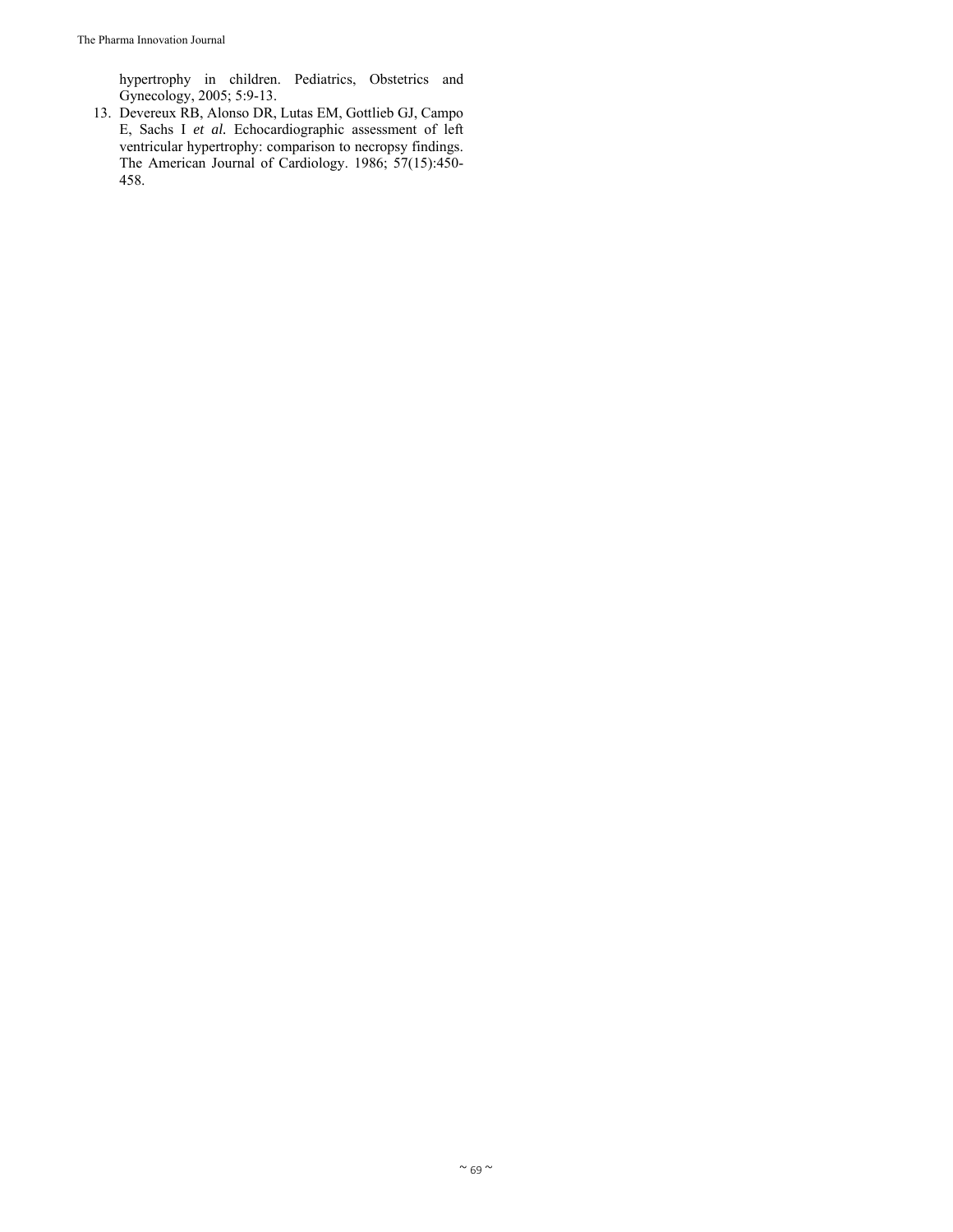hypertrophy in children. Pediatrics, Obstetrics and Gynecology, 2005; 5:9-13.

13. Devereux RB, Alonso DR, Lutas EM, Gottlieb GJ, Campo E, Sachs I *et al.* Echocardiographic assessment of left ventricular hypertrophy: comparison to necropsy findings. The American Journal of Cardiology. 1986; 57(15):450-458.